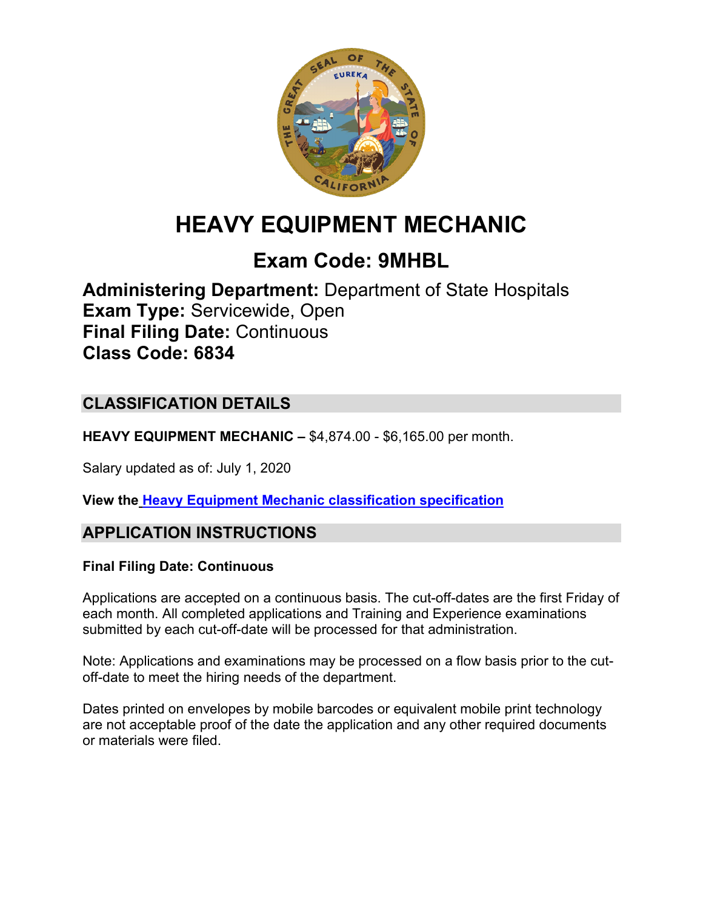# HEAVY EQUIPMENT MECHANIC

## Exam Code: 9MHBL

**Administering Department:** Department of State Hospitals
**Exam Type:** Servicewide, Open
**Final Filing Date:** Continuous
**Class Code: 6834**

## CLASSIFICATION DETAILS

**HEAVY EQUIPMENT MECHANIC –** $4,874.00 - $6,165.00 per month.

Salary updated as of: July 1, 2020

**View the Heavy Equipment Mechanic classification specification**

## APPLICATION INSTRUCTIONS

**Final Filing Date: Continuous**

Applications are accepted on a continuous basis. The cut-off-dates are the first Friday of each month. All completed applications and Training and Experience examinations submitted by each cut-off-date will be processed for that administration.

Note: Applications and examinations may be processed on a flow basis prior to the cut-off-date to meet the hiring needs of the department.

Dates printed on envelopes by mobile barcodes or equivalent mobile print technology are not acceptable proof of the date the application and any other required documents or materials were filed.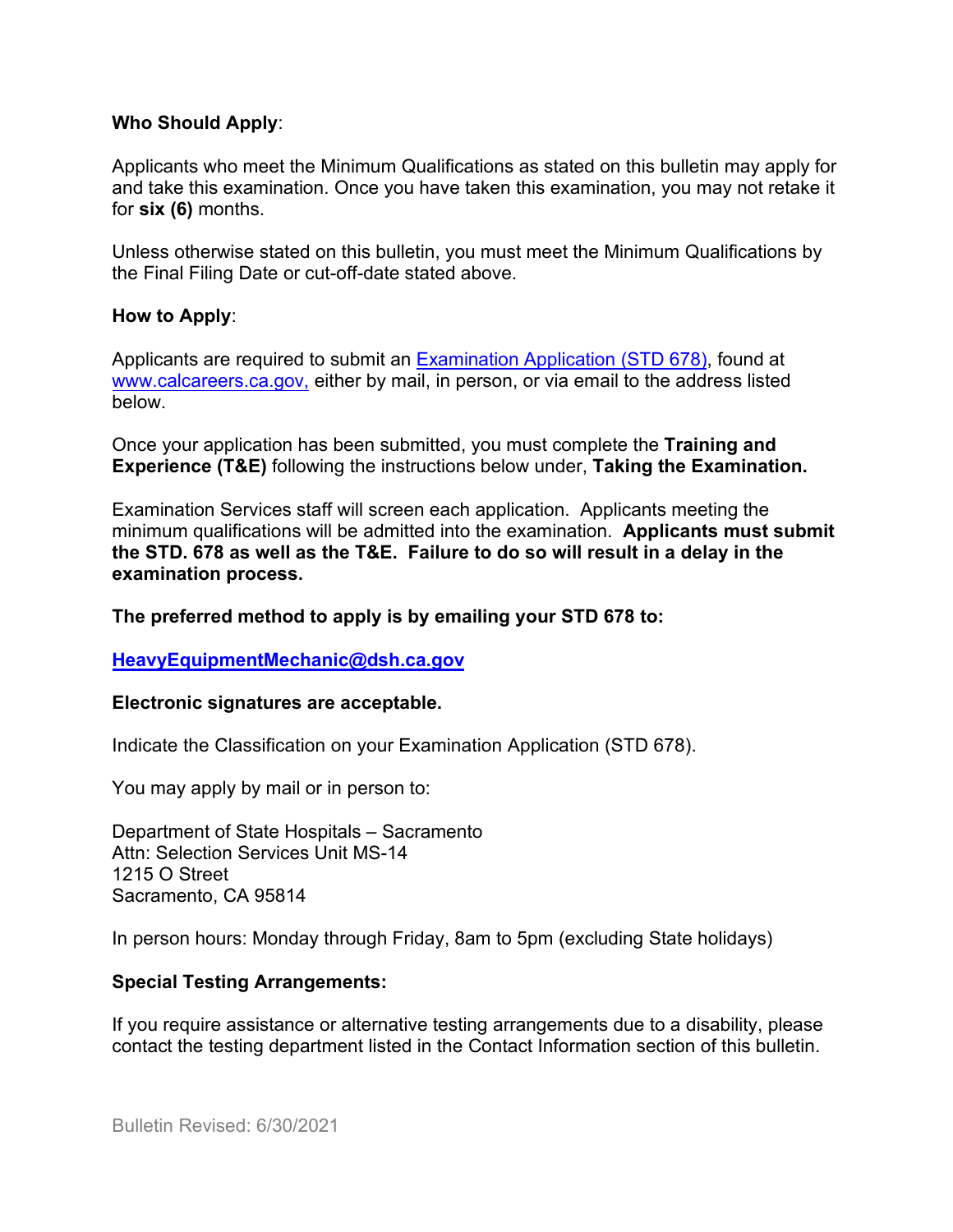**Who Should Apply**:

Applicants who meet the Minimum Qualifications as stated on this bulletin may apply for and take this examination. Once you have taken this examination, you may not retake it for **six (6)** months.

Unless otherwise stated on this bulletin, you must meet the Minimum Qualifications by the Final Filing Date or cut-off-date stated above.

**How to Apply**:

Applicants are required to submit an [Examination Application (STD 678)](Examination Application (STD 678)), found at [www.calcareers.ca.gov,](www.calcareers.ca.gov) either by mail, in person, or via email to the address listed below.

Once your application has been submitted, you must complete the **Training and Experience (T&E)** following the instructions below under, **Taking the Examination.**

Examination Services staff will screen each application. Applicants meeting the minimum qualifications will be admitted into the examination. **Applicants must submit the STD. 678 as well as the T&E. Failure to do so will result in a delay in the examination process.**

**The preferred method to apply is by emailing your STD 678 to:**

**[HeavyEquipmentMechanic@dsh.ca.gov](mailto:HeavyEquipmentMechanic@dsh.ca.gov)**

**Electronic signatures are acceptable.**

Indicate the Classification on your Examination Application (STD 678).

You may apply by mail or in person to:

Department of State Hospitals – Sacramento
Attn: Selection Services Unit MS-14
1215 O Street
Sacramento, CA 95814

In person hours: Monday through Friday, 8am to 5pm (excluding State holidays)

**Special Testing Arrangements:**

If you require assistance or alternative testing arrangements due to a disability, please contact the testing department listed in the Contact Information section of this bulletin.

Bulletin Revised: 6/30/2021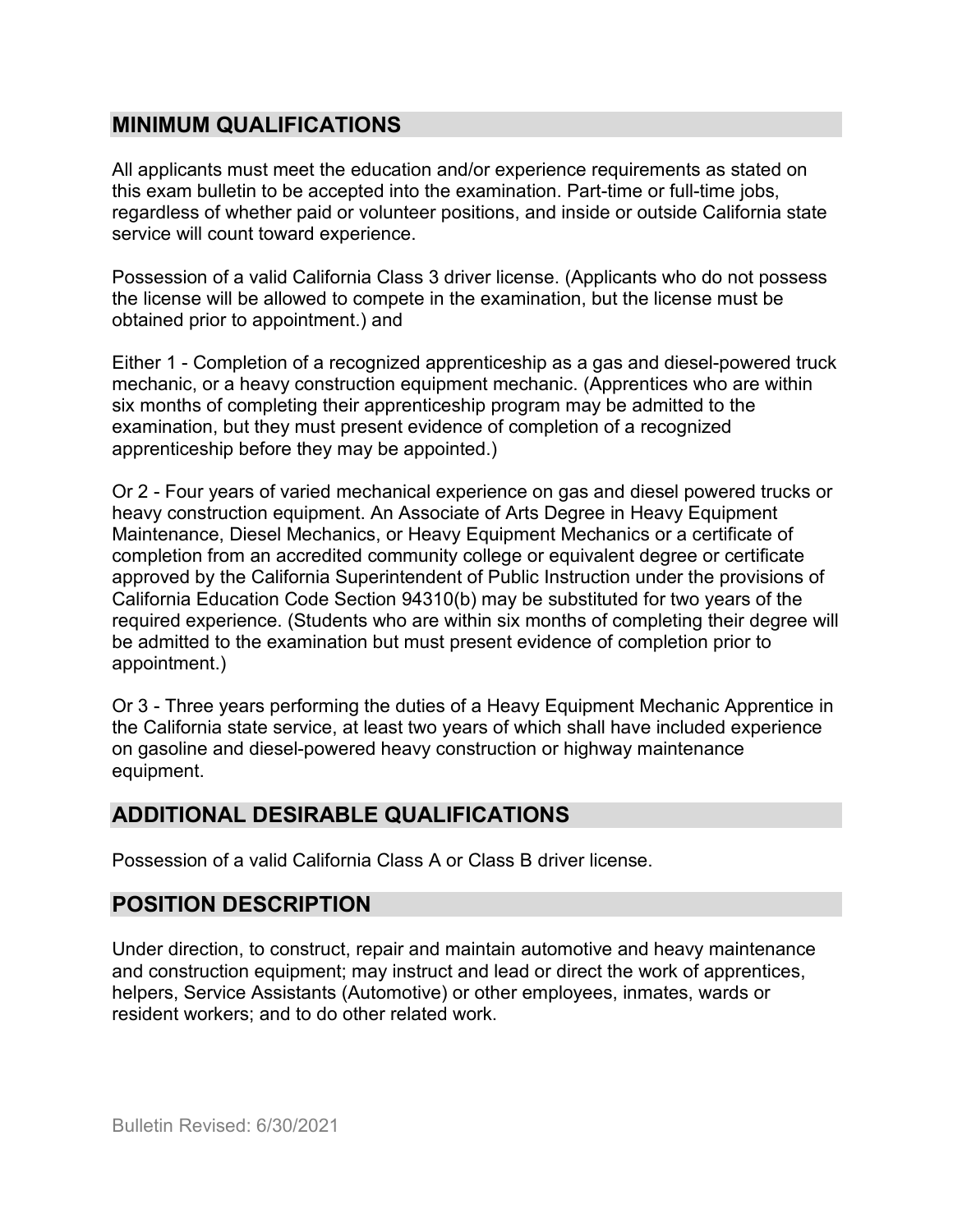## MINIMUM QUALIFICATIONS

All applicants must meet the education and/or experience requirements as stated on this exam bulletin to be accepted into the examination. Part-time or full-time jobs, regardless of whether paid or volunteer positions, and inside or outside California state service will count toward experience.

Possession of a valid California Class 3 driver license. (Applicants who do not possess the license will be allowed to compete in the examination, but the license must be obtained prior to appointment.) and

Either 1 - Completion of a recognized apprenticeship as a gas and diesel-powered truck mechanic, or a heavy construction equipment mechanic. (Apprentices who are within six months of completing their apprenticeship program may be admitted to the examination, but they must present evidence of completion of a recognized apprenticeship before they may be appointed.)

Or 2 - Four years of varied mechanical experience on gas and diesel powered trucks or heavy construction equipment. An Associate of Arts Degree in Heavy Equipment Maintenance, Diesel Mechanics, or Heavy Equipment Mechanics or a certificate of completion from an accredited community college or equivalent degree or certificate approved by the California Superintendent of Public Instruction under the provisions of California Education Code Section 94310(b) may be substituted for two years of the required experience. (Students who are within six months of completing their degree will be admitted to the examination but must present evidence of completion prior to appointment.)

Or 3 - Three years performing the duties of a Heavy Equipment Mechanic Apprentice in the California state service, at least two years of which shall have included experience on gasoline and diesel-powered heavy construction or highway maintenance equipment.

## ADDITIONAL DESIRABLE QUALIFICATIONS

Possession of a valid California Class A or Class B driver license.

## POSITION DESCRIPTION

Under direction, to construct, repair and maintain automotive and heavy maintenance and construction equipment; may instruct and lead or direct the work of apprentices, helpers, Service Assistants (Automotive) or other employees, inmates, wards or resident workers; and to do other related work.

Bulletin Revised: 6/30/2021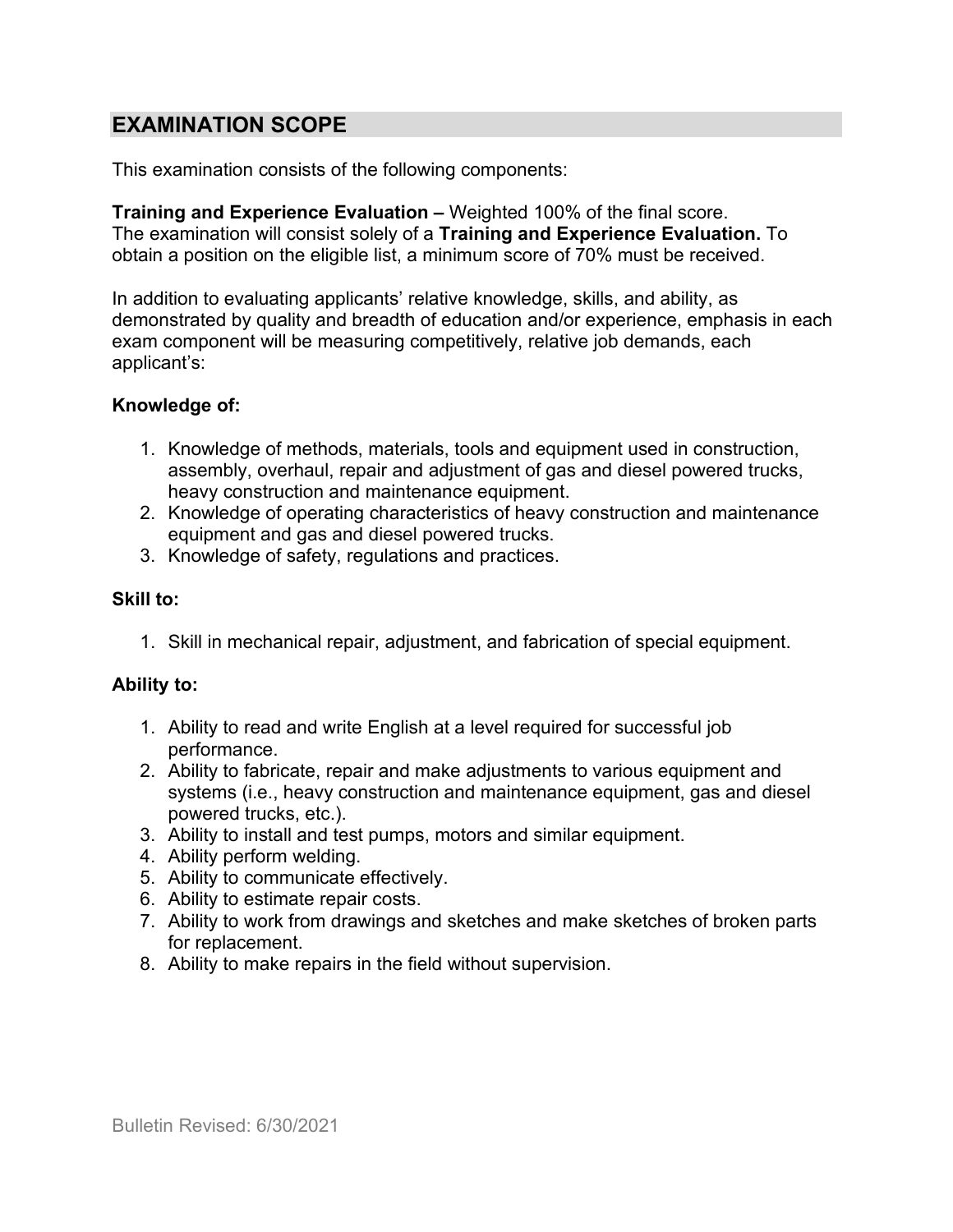## EXAMINATION SCOPE

This examination consists of the following components:

**Training and Experience Evaluation –** Weighted 100% of the final score. The examination will consist solely of a **Training and Experience Evaluation.** To obtain a position on the eligible list, a minimum score of 70% must be received.

In addition to evaluating applicants' relative knowledge, skills, and ability, as demonstrated by quality and breadth of education and/or experience, emphasis in each exam component will be measuring competitively, relative job demands, each applicant's:

**Knowledge of:**

1. Knowledge of methods, materials, tools and equipment used in construction, assembly, overhaul, repair and adjustment of gas and diesel powered trucks, heavy construction and maintenance equipment.
2. Knowledge of operating characteristics of heavy construction and maintenance equipment and gas and diesel powered trucks.
3. Knowledge of safety, regulations and practices.

**Skill to:**

1. Skill in mechanical repair, adjustment, and fabrication of special equipment.

**Ability to:**

1. Ability to read and write English at a level required for successful job performance.
2. Ability to fabricate, repair and make adjustments to various equipment and systems (i.e., heavy construction and maintenance equipment, gas and diesel powered trucks, etc.).
3. Ability to install and test pumps, motors and similar equipment.
4. Ability perform welding.
5. Ability to communicate effectively.
6. Ability to estimate repair costs.
7. Ability to work from drawings and sketches and make sketches of broken parts for replacement.
8. Ability to make repairs in the field without supervision.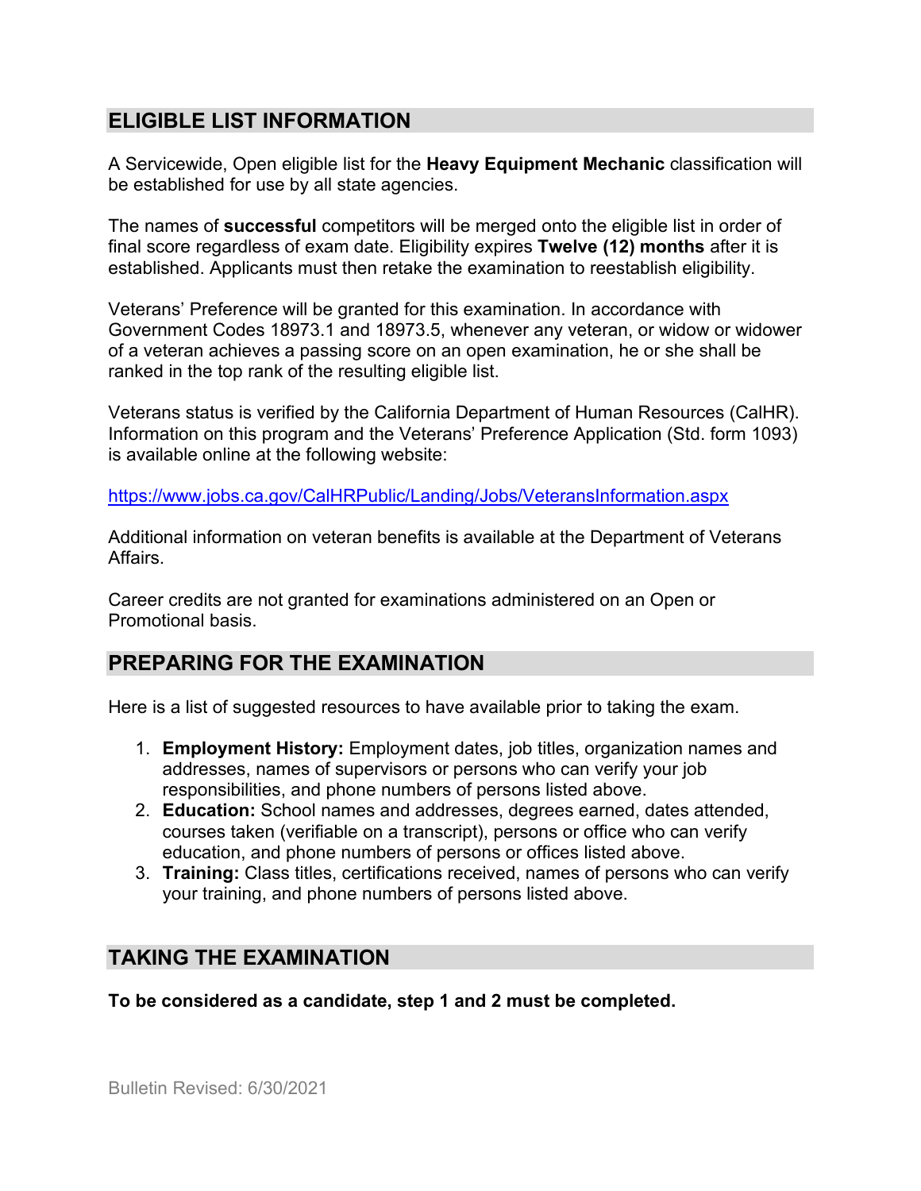## ELIGIBLE LIST INFORMATION

A Servicewide, Open eligible list for the **Heavy Equipment Mechanic** classification will be established for use by all state agencies.

The names of **successful** competitors will be merged onto the eligible list in order of final score regardless of exam date. Eligibility expires **Twelve (12) months** after it is established. Applicants must then retake the examination to reestablish eligibility.

Veterans' Preference will be granted for this examination. In accordance with Government Codes 18973.1 and 18973.5, whenever any veteran, or widow or widower of a veteran achieves a passing score on an open examination, he or she shall be ranked in the top rank of the resulting eligible list.

Veterans status is verified by the California Department of Human Resources (CalHR). Information on this program and the Veterans' Preference Application (Std. form 1093) is available online at the following website:

https://www.jobs.ca.gov/CalHRPublic/Landing/Jobs/VeteransInformation.aspx

Additional information on veteran benefits is available at the Department of Veterans Affairs.

Career credits are not granted for examinations administered on an Open or Promotional basis.

## PREPARING FOR THE EXAMINATION

Here is a list of suggested resources to have available prior to taking the exam.

1. **Employment History:** Employment dates, job titles, organization names and addresses, names of supervisors or persons who can verify your job responsibilities, and phone numbers of persons listed above.
2. **Education:** School names and addresses, degrees earned, dates attended, courses taken (verifiable on a transcript), persons or office who can verify education, and phone numbers of persons or offices listed above.
3. **Training:** Class titles, certifications received, names of persons who can verify your training, and phone numbers of persons listed above.

## TAKING THE EXAMINATION

**To be considered as a candidate, step 1 and 2 must be completed.**

Bulletin Revised: 6/30/2021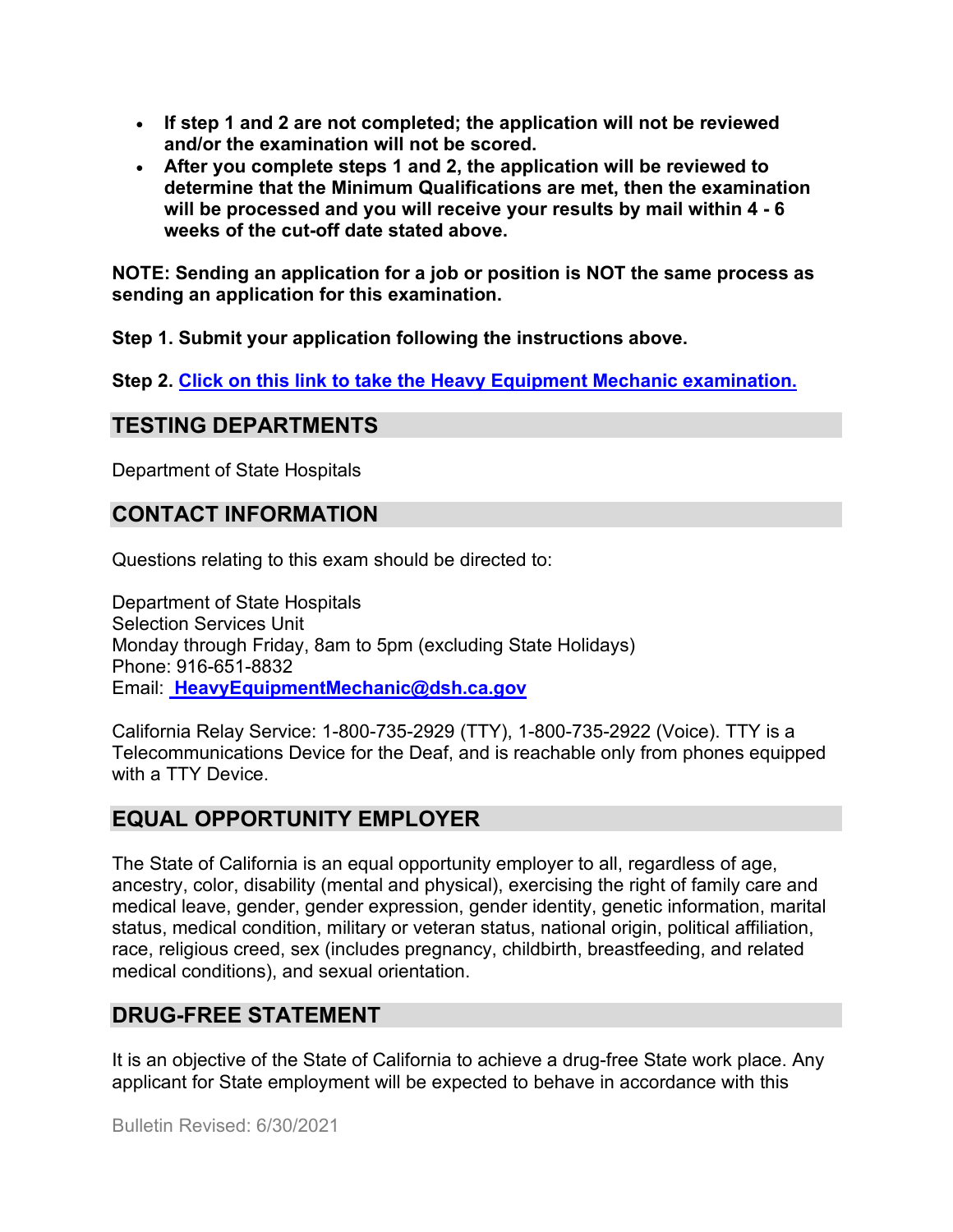- **If step 1 and 2 are not completed; the application will not be reviewed and/or the examination will not be scored.**
- **After you complete steps 1 and 2, the application will be reviewed to determine that the Minimum Qualifications are met, then the examination will be processed and you will receive your results by mail within 4 - 6 weeks of the cut-off date stated above.**

**NOTE: Sending an application for a job or position is NOT the same process as sending an application for this examination.**

**Step 1. Submit your application following the instructions above.**

**Step 2. Click on this link to take the Heavy Equipment Mechanic examination.**

## TESTING DEPARTMENTS

Department of State Hospitals

## CONTACT INFORMATION

Questions relating to this exam should be directed to:

Department of State Hospitals
Selection Services Unit
Monday through Friday, 8am to 5pm (excluding State Holidays)
Phone: 916-651-8832
Email: **HeavyEquipmentMechanic@dsh.ca.gov**

California Relay Service: 1-800-735-2929 (TTY), 1-800-735-2922 (Voice). TTY is a Telecommunications Device for the Deaf, and is reachable only from phones equipped with a TTY Device.

## EQUAL OPPORTUNITY EMPLOYER

The State of California is an equal opportunity employer to all, regardless of age, ancestry, color, disability (mental and physical), exercising the right of family care and medical leave, gender, gender expression, gender identity, genetic information, marital status, medical condition, military or veteran status, national origin, political affiliation, race, religious creed, sex (includes pregnancy, childbirth, breastfeeding, and related medical conditions), and sexual orientation.

## DRUG-FREE STATEMENT

It is an objective of the State of California to achieve a drug-free State work place. Any applicant for State employment will be expected to behave in accordance with this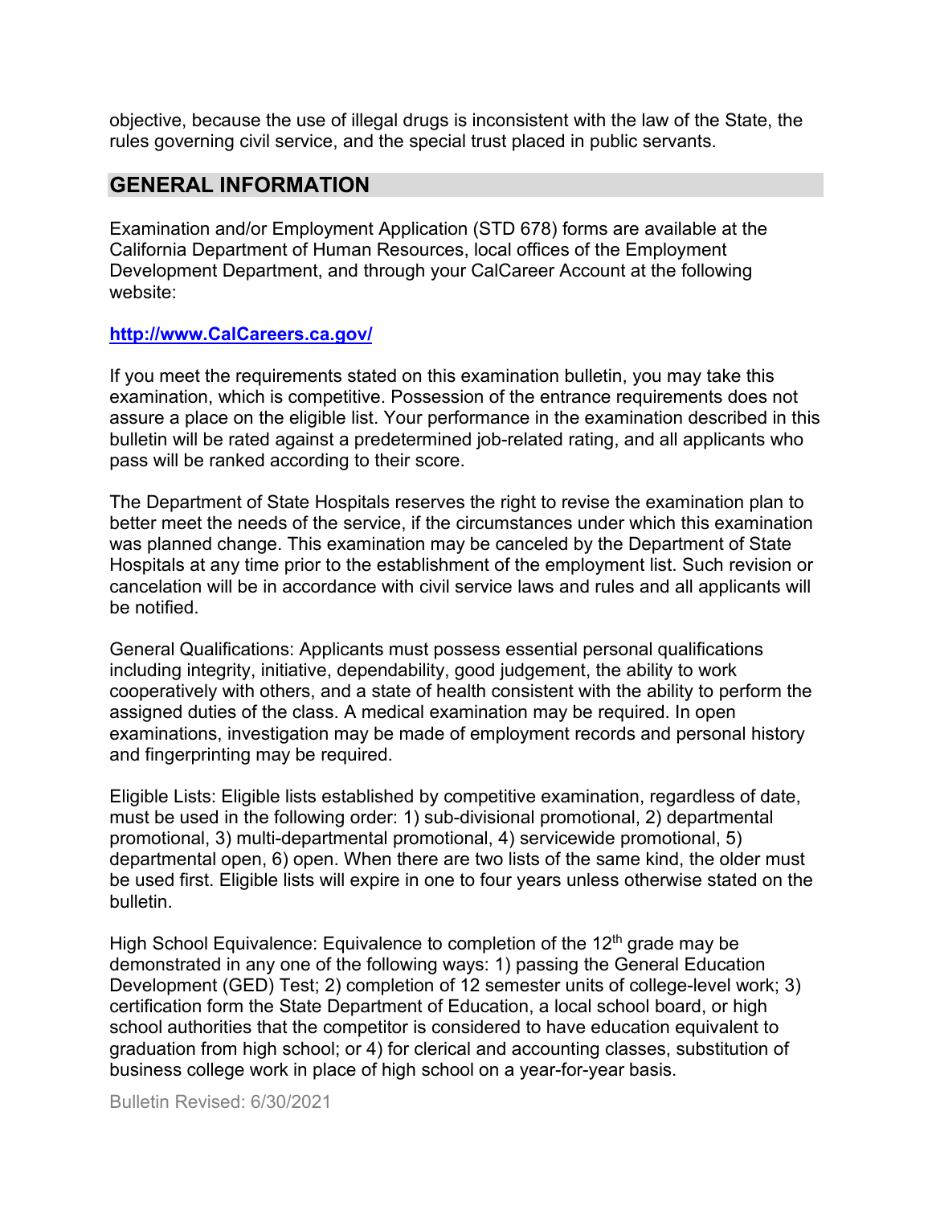objective, because the use of illegal drugs is inconsistent with the law of the State, the rules governing civil service, and the special trust placed in public servants.

## GENERAL INFORMATION

Examination and/or Employment Application (STD 678) forms are available at the California Department of Human Resources, local offices of the Employment Development Department, and through your CalCareer Account at the following website:

**[http://www.CalCareers.ca.gov/](http://www.CalCareers.ca.gov/)**

If you meet the requirements stated on this examination bulletin, you may take this examination, which is competitive. Possession of the entrance requirements does not assure a place on the eligible list. Your performance in the examination described in this bulletin will be rated against a predetermined job-related rating, and all applicants who pass will be ranked according to their score.

The Department of State Hospitals reserves the right to revise the examination plan to better meet the needs of the service, if the circumstances under which this examination was planned change. This examination may be canceled by the Department of State Hospitals at any time prior to the establishment of the employment list. Such revision or cancelation will be in accordance with civil service laws and rules and all applicants will be notified.

General Qualifications: Applicants must possess essential personal qualifications including integrity, initiative, dependability, good judgement, the ability to work cooperatively with others, and a state of health consistent with the ability to perform the assigned duties of the class. A medical examination may be required. In open examinations, investigation may be made of employment records and personal history and fingerprinting may be required.

Eligible Lists: Eligible lists established by competitive examination, regardless of date, must be used in the following order: 1) sub-divisional promotional, 2) departmental promotional, 3) multi-departmental promotional, 4) servicewide promotional, 5) departmental open, 6) open. When there are two lists of the same kind, the older must be used first. Eligible lists will expire in one to four years unless otherwise stated on the bulletin.

High School Equivalence: Equivalence to completion of the 12th grade may be demonstrated in any one of the following ways: 1) passing the General Education Development (GED) Test; 2) completion of 12 semester units of college-level work; 3) certification form the State Department of Education, a local school board, or high school authorities that the competitor is considered to have education equivalent to graduation from high school; or 4) for clerical and accounting classes, substitution of business college work in place of high school on a year-for-year basis.

Bulletin Revised: 6/30/2021